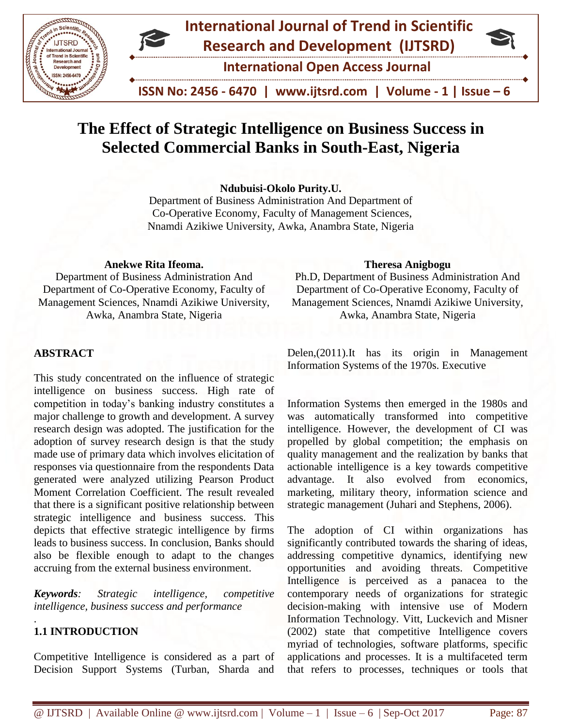# The Effect of Strategic Intelligence on Business Success in Selected Commercial Banks in South-East, Nigeria

**Ndubuisi-Okolo Purity.U.**
Department of Business Administration And Department of Co-Operative Economy, Faculty of Management Sciences, Nnamdi Azikiwe University, Awka, Anambra State, Nigeria

**Anekwe Rita Ifeoma.**
Department of Business Administration And Department of Co-Operative Economy, Faculty of Management Sciences, Nnamdi Azikiwe University, Awka, Anambra State, Nigeria

**Theresa Anigbogu**
Ph.D, Department of Business Administration And Department of Co-Operative Economy, Faculty of Management Sciences, Nnamdi Azikiwe University, Awka, Anambra State, Nigeria

## ABSTRACT

This study concentrated on the influence of strategic intelligence on business success. High rate of competition in today's banking industry constitutes a major challenge to growth and development. A survey research design was adopted. The justification for the adoption of survey research design is that the study made use of primary data which involves elicitation of responses via questionnaire from the respondents Data generated were analyzed utilizing Pearson Product Moment Correlation Coefficient. The result revealed that there is a significant positive relationship between strategic intelligence and business success. This depicts that effective strategic intelligence by firms leads to business success. In conclusion, Banks should also be flexible enough to adapt to the changes accruing from the external business environment.

***Keywords**: Strategic intelligence, competitive intelligence, business success and performance*

## 1.1 INTRODUCTION

Competitive Intelligence is considered as a part of Decision Support Systems (Turban, Sharda and Delen,(2011).It has its origin in Management Information Systems of the 1970s. Executive

Information Systems then emerged in the 1980s and was automatically transformed into competitive intelligence. However, the development of CI was propelled by global competition; the emphasis on quality management and the realization by banks that actionable intelligence is a key towards competitive advantage. It also evolved from economics, marketing, military theory, information science and strategic management (Juhari and Stephens, 2006).

The adoption of CI within organizations has significantly contributed towards the sharing of ideas, addressing competitive dynamics, identifying new opportunities and avoiding threats. Competitive Intelligence is perceived as a panacea to the contemporary needs of organizations for strategic decision-making with intensive use of Modern Information Technology. Vitt, Luckevich and Misner (2002) state that competitive Intelligence covers myriad of technologies, software platforms, specific applications and processes. It is a multifaceted term that refers to processes, techniques or tools that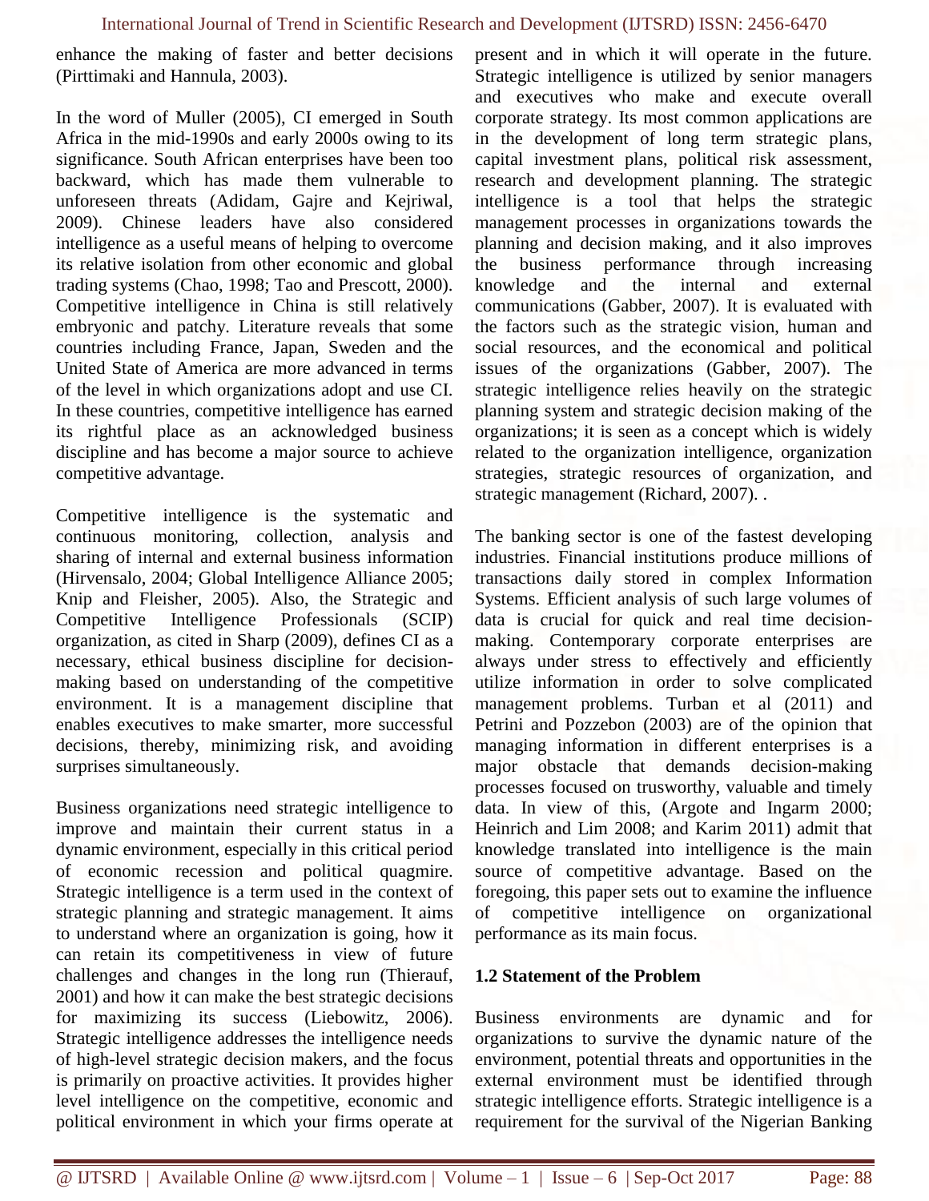enhance the making of faster and better decisions (Pirttimaki and Hannula, 2003).

In the word of Muller (2005), CI emerged in South Africa in the mid-1990s and early 2000s owing to its significance. South African enterprises have been too backward, which has made them vulnerable to unforeseen threats (Adidam, Gajre and Kejriwal, 2009). Chinese leaders have also considered intelligence as a useful means of helping to overcome its relative isolation from other economic and global trading systems (Chao, 1998; Tao and Prescott, 2000). Competitive intelligence in China is still relatively embryonic and patchy. Literature reveals that some countries including France, Japan, Sweden and the United State of America are more advanced in terms of the level in which organizations adopt and use CI. In these countries, competitive intelligence has earned its rightful place as an acknowledged business discipline and has become a major source to achieve competitive advantage.

Competitive intelligence is the systematic and continuous monitoring, collection, analysis and sharing of internal and external business information (Hirvensalo, 2004; Global Intelligence Alliance 2005; Knip and Fleisher, 2005). Also, the Strategic and Competitive Intelligence Professionals (SCIP) organization, as cited in Sharp (2009), defines CI as a necessary, ethical business discipline for decision-making based on understanding of the competitive environment. It is a management discipline that enables executives to make smarter, more successful decisions, thereby, minimizing risk, and avoiding surprises simultaneously.

Business organizations need strategic intelligence to improve and maintain their current status in a dynamic environment, especially in this critical period of economic recession and political quagmire. Strategic intelligence is a term used in the context of strategic planning and strategic management. It aims to understand where an organization is going, how it can retain its competitiveness in view of future challenges and changes in the long run (Thierauf, 2001) and how it can make the best strategic decisions for maximizing its success (Liebowitz, 2006). Strategic intelligence addresses the intelligence needs of high-level strategic decision makers, and the focus is primarily on proactive activities. It provides higher level intelligence on the competitive, economic and political environment in which your firms operate at present and in which it will operate in the future. Strategic intelligence is utilized by senior managers and executives who make and execute overall corporate strategy. Its most common applications are in the development of long term strategic plans, capital investment plans, political risk assessment, research and development planning. The strategic intelligence is a tool that helps the strategic management processes in organizations towards the planning and decision making, and it also improves the business performance through increasing knowledge and the internal and external communications (Gabber, 2007). It is evaluated with the factors such as the strategic vision, human and social resources, and the economical and political issues of the organizations (Gabber, 2007). The strategic intelligence relies heavily on the strategic planning system and strategic decision making of the organizations; it is seen as a concept which is widely related to the organization intelligence, organization strategies, strategic resources of organization, and strategic management (Richard, 2007). .

The banking sector is one of the fastest developing industries. Financial institutions produce millions of transactions daily stored in complex Information Systems. Efficient analysis of such large volumes of data is crucial for quick and real time decision-making. Contemporary corporate enterprises are always under stress to effectively and efficiently utilize information in order to solve complicated management problems. Turban et al (2011) and Petrini and Pozzebon (2003) are of the opinion that managing information in different enterprises is a major obstacle that demands decision-making processes focused on trusworthy, valuable and timely data. In view of this, (Argote and Ingarm 2000; Heinrich and Lim 2008; and Karim 2011) admit that knowledge translated into intelligence is the main source of competitive advantage. Based on the foregoing, this paper sets out to examine the influence of competitive intelligence on organizational performance as its main focus.

### 1.2 Statement of the Problem

Business environments are dynamic and for organizations to survive the dynamic nature of the environment, potential threats and opportunities in the external environment must be identified through strategic intelligence efforts. Strategic intelligence is a requirement for the survival of the Nigerian Banking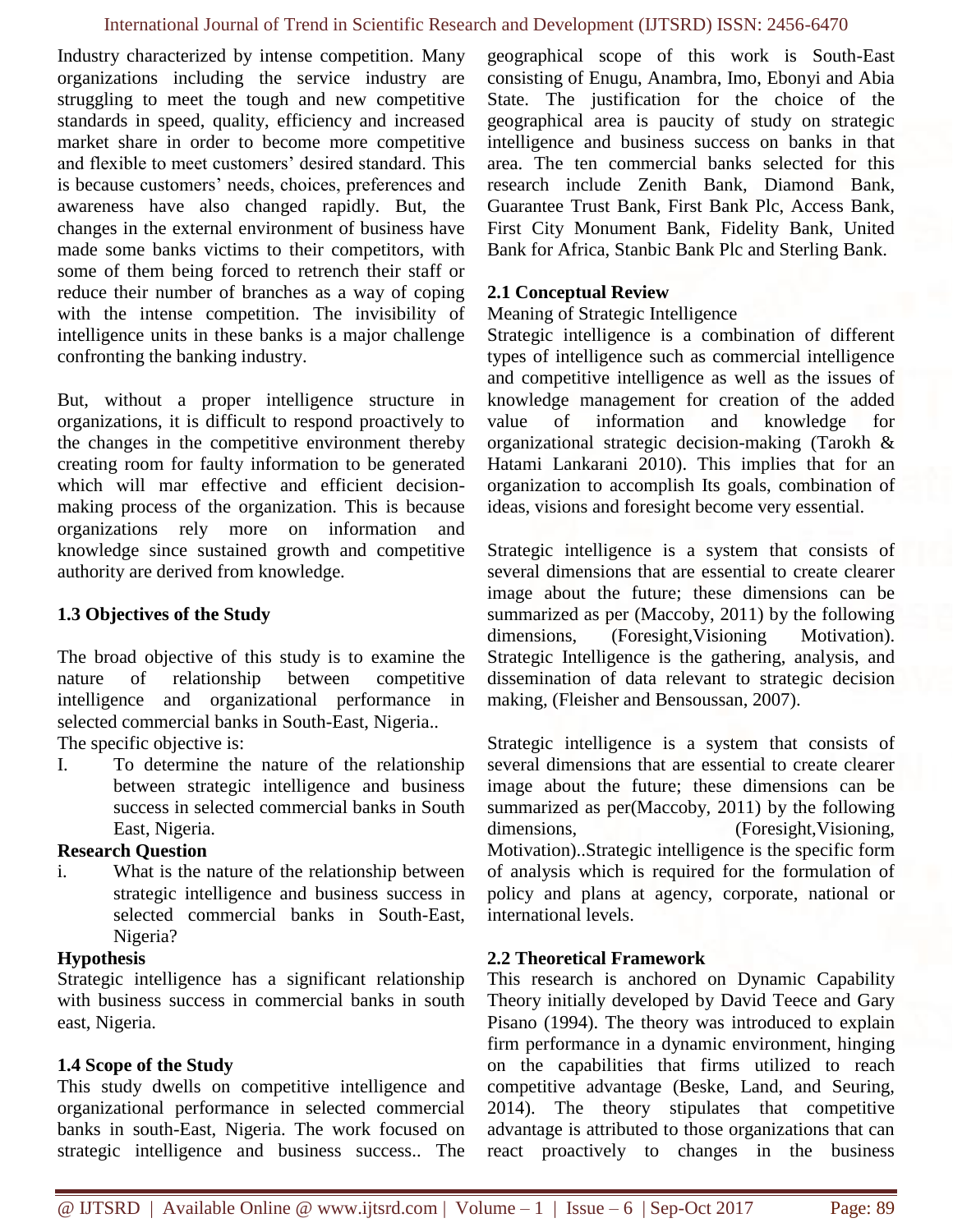Industry characterized by intense competition. Many organizations including the service industry are struggling to meet the tough and new competitive standards in speed, quality, efficiency and increased market share in order to become more competitive and flexible to meet customers' desired standard. This is because customers' needs, choices, preferences and awareness have also changed rapidly. But, the changes in the external environment of business have made some banks victims to their competitors, with some of them being forced to retrench their staff or reduce their number of branches as a way of coping with the intense competition. The invisibility of intelligence units in these banks is a major challenge confronting the banking industry.

But, without a proper intelligence structure in organizations, it is difficult to respond proactively to the changes in the competitive environment thereby creating room for faulty information to be generated which will mar effective and efficient decision-making process of the organization. This is because organizations rely more on information and knowledge since sustained growth and competitive authority are derived from knowledge.

### 1.3 Objectives of the Study

The broad objective of this study is to examine the nature of relationship between competitive intelligence and organizational performance in selected commercial banks in South-East, Nigeria..

The specific objective is:

I. To determine the nature of the relationship between strategic intelligence and business success in selected commercial banks in South East, Nigeria.

**Research Question**

i. What is the nature of the relationship between strategic intelligence and business success in selected commercial banks in South-East, Nigeria?

**Hypothesis**

Strategic intelligence has a significant relationship with business success in commercial banks in south east, Nigeria.

### 1.4 Scope of the Study

This study dwells on competitive intelligence and organizational performance in selected commercial banks in south-East, Nigeria. The work focused on strategic intelligence and business success.. The geographical scope of this work is South-East consisting of Enugu, Anambra, Imo, Ebonyi and Abia State. The justification for the choice of the geographical area is paucity of study on strategic intelligence and business success on banks in that area. The ten commercial banks selected for this research include Zenith Bank, Diamond Bank, Guarantee Trust Bank, First Bank Plc, Access Bank, First City Monument Bank, Fidelity Bank, United Bank for Africa, Stanbic Bank Plc and Sterling Bank.

### 2.1 Conceptual Review

Meaning of Strategic Intelligence

Strategic intelligence is a combination of different types of intelligence such as commercial intelligence and competitive intelligence as well as the issues of knowledge management for creation of the added value of information and knowledge for organizational strategic decision-making (Tarokh & Hatami Lankarani 2010). This implies that for an organization to accomplish Its goals, combination of ideas, visions and foresight become very essential.

Strategic intelligence is a system that consists of several dimensions that are essential to create clearer image about the future; these dimensions can be summarized as per (Maccoby, 2011) by the following dimensions, (Foresight,Visioning Motivation). Strategic Intelligence is the gathering, analysis, and dissemination of data relevant to strategic decision making, (Fleisher and Bensoussan, 2007).

Strategic intelligence is a system that consists of several dimensions that are essential to create clearer image about the future; these dimensions can be summarized as per(Maccoby, 2011) by the following dimensions, (Foresight,Visioning, Motivation)..Strategic intelligence is the specific form of analysis which is required for the formulation of policy and plans at agency, corporate, national or international levels.

### 2.2 Theoretical Framework

This research is anchored on Dynamic Capability Theory initially developed by David Teece and Gary Pisano (1994). The theory was introduced to explain firm performance in a dynamic environment, hinging on the capabilities that firms utilized to reach competitive advantage (Beske, Land, and Seuring, 2014). The theory stipulates that competitive advantage is attributed to those organizations that can react proactively to changes in the business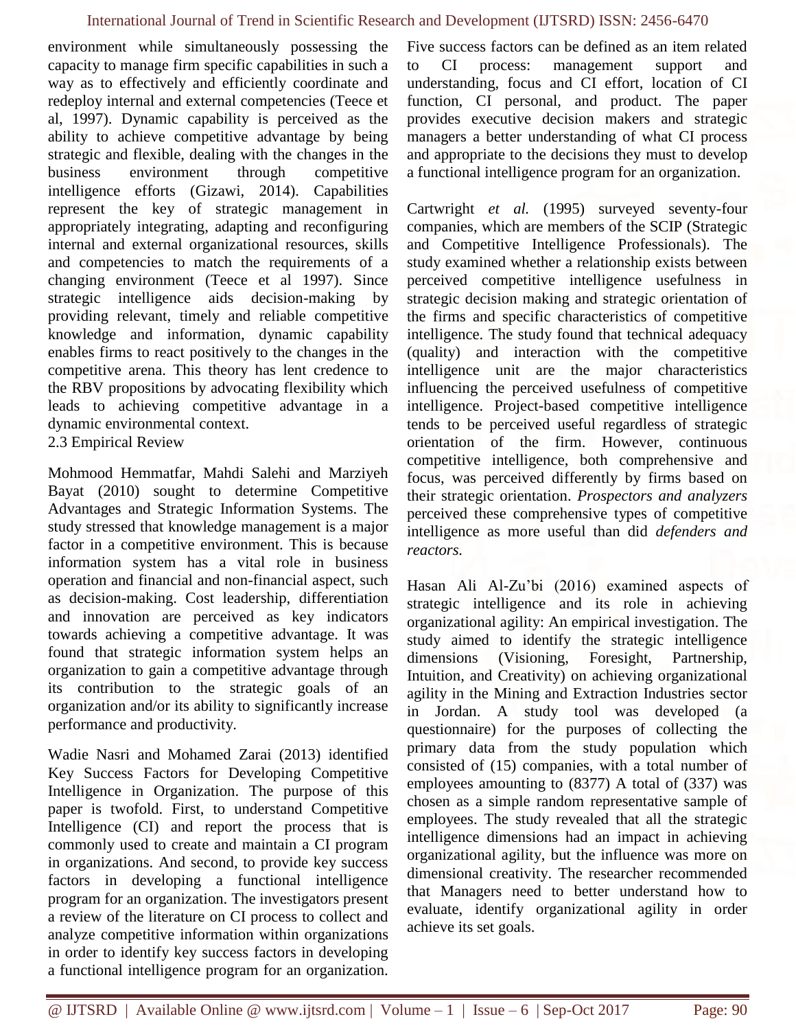environment while simultaneously possessing the capacity to manage firm specific capabilities in such a way as to effectively and efficiently coordinate and redeploy internal and external competencies (Teece et al, 1997). Dynamic capability is perceived as the ability to achieve competitive advantage by being strategic and flexible, dealing with the changes in the business environment through competitive intelligence efforts (Gizawi, 2014). Capabilities represent the key of strategic management in appropriately integrating, adapting and reconfiguring internal and external organizational resources, skills and competencies to match the requirements of a changing environment (Teece et al 1997). Since strategic intelligence aids decision-making by providing relevant, timely and reliable competitive knowledge and information, dynamic capability enables firms to react positively to the changes in the competitive arena. This theory has lent credence to the RBV propositions by advocating flexibility which leads to achieving competitive advantage in a dynamic environmental context.

## 2.3 Empirical Review

Mohmood Hemmatfar, Mahdi Salehi and Marziyeh Bayat (2010) sought to determine Competitive Advantages and Strategic Information Systems. The study stressed that knowledge management is a major factor in a competitive environment. This is because information system has a vital role in business operation and financial and non-financial aspect, such as decision-making. Cost leadership, differentiation and innovation are perceived as key indicators towards achieving a competitive advantage. It was found that strategic information system helps an organization to gain a competitive advantage through its contribution to the strategic goals of an organization and/or its ability to significantly increase performance and productivity.

Wadie Nasri and Mohamed Zarai (2013) identified Key Success Factors for Developing Competitive Intelligence in Organization. The purpose of this paper is twofold. First, to understand Competitive Intelligence (CI) and report the process that is commonly used to create and maintain a CI program in organizations. And second, to provide key success factors in developing a functional intelligence program for an organization. The investigators present a review of the literature on CI process to collect and analyze competitive information within organizations in order to identify key success factors in developing a functional intelligence program for an organization. Five success factors can be defined as an item related to CI process: management support and understanding, focus and CI effort, location of CI function, CI personal, and product. The paper provides executive decision makers and strategic managers a better understanding of what CI process and appropriate to the decisions they must to develop a functional intelligence program for an organization.

Cartwright *et al.* (1995) surveyed seventy-four companies, which are members of the SCIP (Strategic and Competitive Intelligence Professionals). The study examined whether a relationship exists between perceived competitive intelligence usefulness in strategic decision making and strategic orientation of the firms and specific characteristics of competitive intelligence. The study found that technical adequacy (quality) and interaction with the competitive intelligence unit are the major characteristics influencing the perceived usefulness of competitive intelligence. Project-based competitive intelligence tends to be perceived useful regardless of strategic orientation of the firm. However, continuous competitive intelligence, both comprehensive and focus, was perceived differently by firms based on their strategic orientation. *Prospectors and analyzers* perceived these comprehensive types of competitive intelligence as more useful than did *defenders and reactors.*

Hasan Ali Al-Zu'bi (2016) examined aspects of strategic intelligence and its role in achieving organizational agility: An empirical investigation. The study aimed to identify the strategic intelligence dimensions (Visioning, Foresight, Partnership, Intuition, and Creativity) on achieving organizational agility in the Mining and Extraction Industries sector in Jordan. A study tool was developed (a questionnaire) for the purposes of collecting the primary data from the study population which consisted of (15) companies, with a total number of employees amounting to (8377) A total of (337) was chosen as a simple random representative sample of employees. The study revealed that all the strategic intelligence dimensions had an impact in achieving organizational agility, but the influence was more on dimensional creativity. The researcher recommended that Managers need to better understand how to evaluate, identify organizational agility in order achieve its set goals.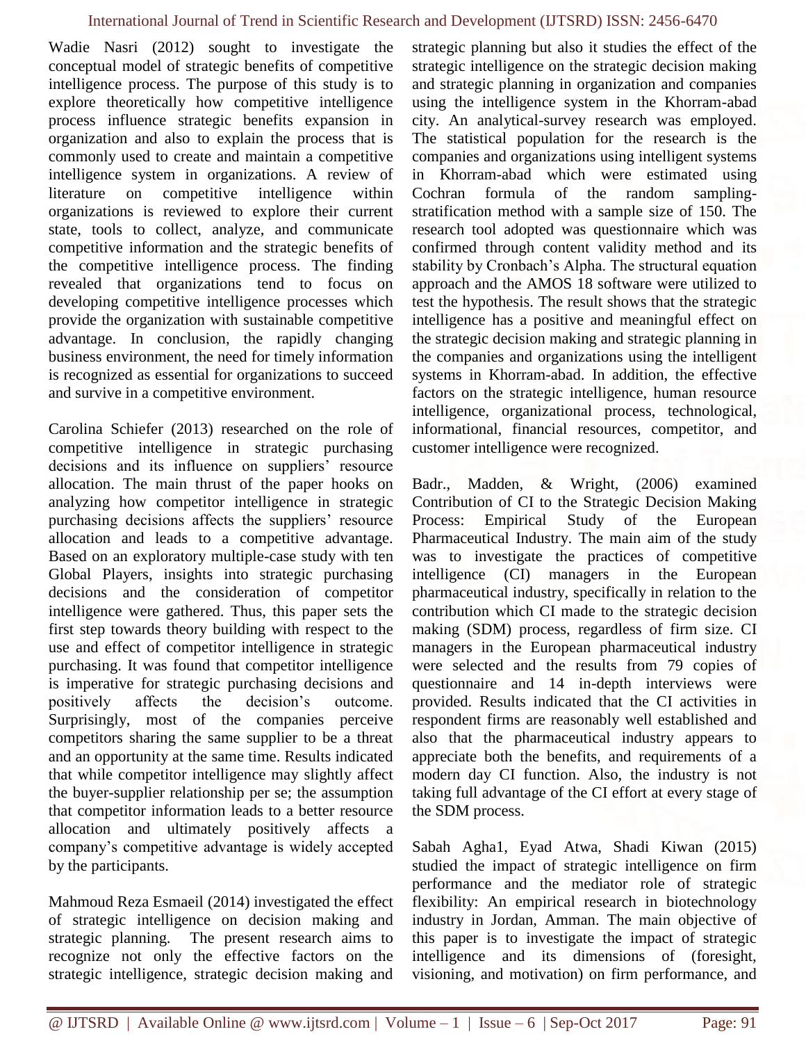Wadie Nasri (2012) sought to investigate the conceptual model of strategic benefits of competitive intelligence process. The purpose of this study is to explore theoretically how competitive intelligence process influence strategic benefits expansion in organization and also to explain the process that is commonly used to create and maintain a competitive intelligence system in organizations. A review of literature on competitive intelligence within organizations is reviewed to explore their current state, tools to collect, analyze, and communicate competitive information and the strategic benefits of the competitive intelligence process. The finding revealed that organizations tend to focus on developing competitive intelligence processes which provide the organization with sustainable competitive advantage. In conclusion, the rapidly changing business environment, the need for timely information is recognized as essential for organizations to succeed and survive in a competitive environment.

Carolina Schiefer (2013) researched on the role of competitive intelligence in strategic purchasing decisions and its influence on suppliers' resource allocation. The main thrust of the paper hooks on analyzing how competitor intelligence in strategic purchasing decisions affects the suppliers' resource allocation and leads to a competitive advantage. Based on an exploratory multiple-case study with ten Global Players, insights into strategic purchasing decisions and the consideration of competitor intelligence were gathered. Thus, this paper sets the first step towards theory building with respect to the use and effect of competitor intelligence in strategic purchasing. It was found that competitor intelligence is imperative for strategic purchasing decisions and positively affects the decision's outcome. Surprisingly, most of the companies perceive competitors sharing the same supplier to be a threat and an opportunity at the same time. Results indicated that while competitor intelligence may slightly affect the buyer-supplier relationship per se; the assumption that competitor information leads to a better resource allocation and ultimately positively affects a company's competitive advantage is widely accepted by the participants.

Mahmoud Reza Esmaeil (2014) investigated the effect of strategic intelligence on decision making and strategic planning. The present research aims to recognize not only the effective factors on the strategic intelligence, strategic decision making and strategic planning but also it studies the effect of the strategic intelligence on the strategic decision making and strategic planning in organization and companies using the intelligence system in the Khorram-abad city. An analytical-survey research was employed. The statistical population for the research is the companies and organizations using intelligent systems in Khorram-abad which were estimated using Cochran formula of the random sampling-stratification method with a sample size of 150. The research tool adopted was questionnaire which was confirmed through content validity method and its stability by Cronbach's Alpha. The structural equation approach and the AMOS 18 software were utilized to test the hypothesis. The result shows that the strategic intelligence has a positive and meaningful effect on the strategic decision making and strategic planning in the companies and organizations using the intelligent systems in Khorram-abad. In addition, the effective factors on the strategic intelligence, human resource intelligence, organizational process, technological, informational, financial resources, competitor, and customer intelligence were recognized.

Badr., Madden, & Wright, (2006) examined Contribution of CI to the Strategic Decision Making Process: Empirical Study of the European Pharmaceutical Industry. The main aim of the study was to investigate the practices of competitive intelligence (CI) managers in the European pharmaceutical industry, specifically in relation to the contribution which CI made to the strategic decision making (SDM) process, regardless of firm size. CI managers in the European pharmaceutical industry were selected and the results from 79 copies of questionnaire and 14 in-depth interviews were provided. Results indicated that the CI activities in respondent firms are reasonably well established and also that the pharmaceutical industry appears to appreciate both the benefits, and requirements of a modern day CI function. Also, the industry is not taking full advantage of the CI effort at every stage of the SDM process.

Sabah Agha1, Eyad Atwa, Shadi Kiwan (2015) studied the impact of strategic intelligence on firm performance and the mediator role of strategic flexibility: An empirical research in biotechnology industry in Jordan, Amman. The main objective of this paper is to investigate the impact of strategic intelligence and its dimensions of (foresight, visioning, and motivation) on firm performance, and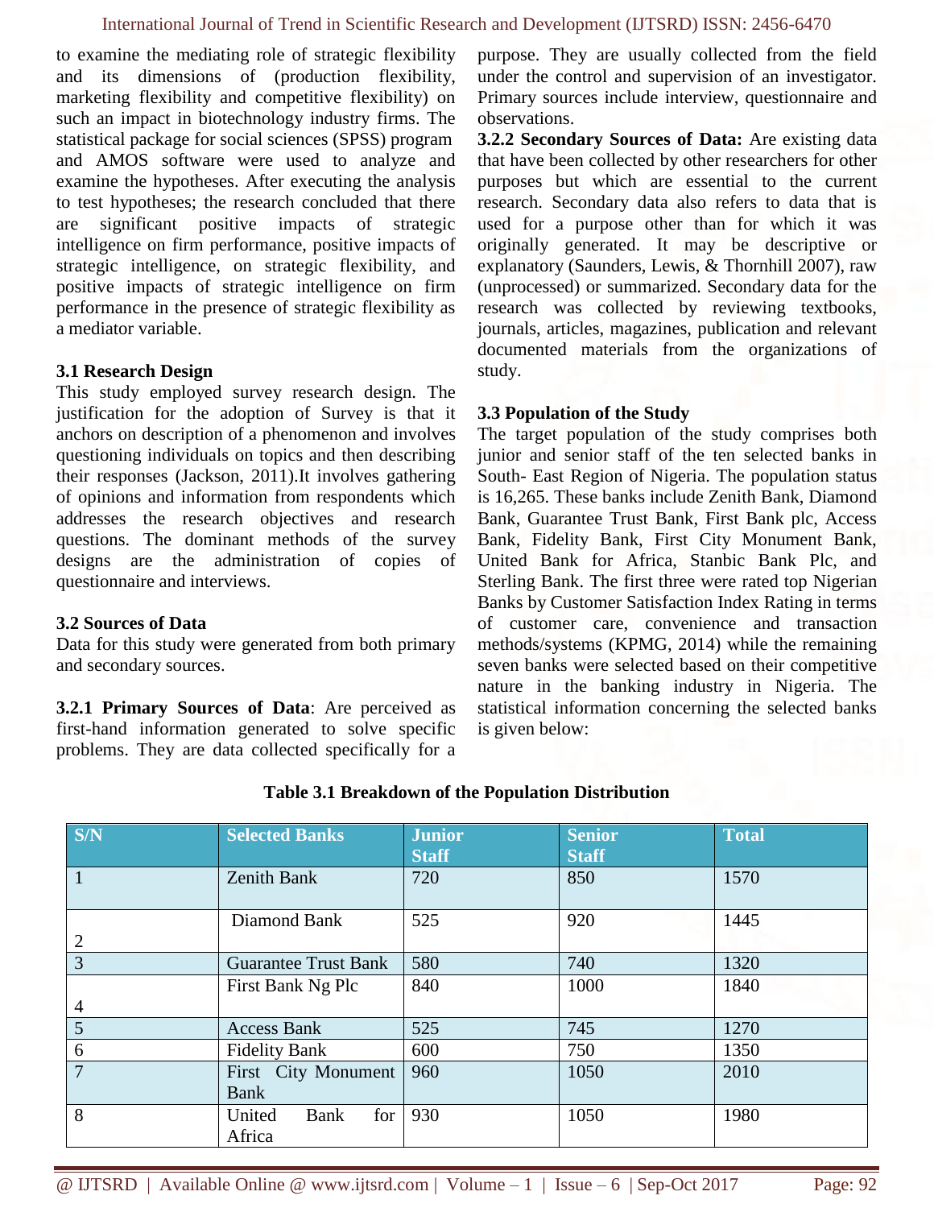to examine the mediating role of strategic flexibility and its dimensions of (production flexibility, marketing flexibility and competitive flexibility) on such an impact in biotechnology industry firms. The statistical package for social sciences (SPSS) program and AMOS software were used to analyze and examine the hypotheses. After executing the analysis to test hypotheses; the research concluded that there are significant positive impacts of strategic intelligence on firm performance, positive impacts of strategic intelligence, on strategic flexibility, and positive impacts of strategic intelligence on firm performance in the presence of strategic flexibility as a mediator variable.

### 3.1 Research Design

This study employed survey research design. The justification for the adoption of Survey is that it anchors on description of a phenomenon and involves questioning individuals on topics and then describing their responses (Jackson, 2011).It involves gathering of opinions and information from respondents which addresses the research objectives and research questions. The dominant methods of the survey designs are the administration of copies of questionnaire and interviews.

### 3.2 Sources of Data

Data for this study were generated from both primary and secondary sources.

**3.2.1 Primary Sources of Data**: Are perceived as first-hand information generated to solve specific problems. They are data collected specifically for a purpose. They are usually collected from the field under the control and supervision of an investigator. Primary sources include interview, questionnaire and observations.

**3.2.2 Secondary Sources of Data:** Are existing data that have been collected by other researchers for other purposes but which are essential to the current research. Secondary data also refers to data that is used for a purpose other than for which it was originally generated. It may be descriptive or explanatory (Saunders, Lewis, & Thornhill 2007), raw (unprocessed) or summarized. Secondary data for the research was collected by reviewing textbooks, journals, articles, magazines, publication and relevant documented materials from the organizations of study.

### 3.3 Population of the Study

The target population of the study comprises both junior and senior staff of the ten selected banks in South- East Region of Nigeria. The population status is 16,265. These banks include Zenith Bank, Diamond Bank, Guarantee Trust Bank, First Bank plc, Access Bank, Fidelity Bank, First City Monument Bank, United Bank for Africa, Stanbic Bank Plc, and Sterling Bank. The first three were rated top Nigerian Banks by Customer Satisfaction Index Rating in terms of customer care, convenience and transaction methods/systems (KPMG, 2014) while the remaining seven banks were selected based on their competitive nature in the banking industry in Nigeria. The statistical information concerning the selected banks is given below:

**Table 3.1 Breakdown of the Population Distribution**

| S/N | Selected Banks | Junior Staff | Senior Staff | Total |
|---|---|---|---|---|
| 1 | Zenith Bank | 720 | 850 | 1570 |
| 2 | Diamond Bank | 525 | 920 | 1445 |
| 3 | Guarantee Trust Bank | 580 | 740 | 1320 |
| 4 | First Bank Ng Plc | 840 | 1000 | 1840 |
| 5 | Access Bank | 525 | 745 | 1270 |
| 6 | Fidelity Bank | 600 | 750 | 1350 |
| 7 | First City Monument Bank | 960 | 1050 | 2010 |
| 8 | United Bank for Africa | 930 | 1050 | 1980 |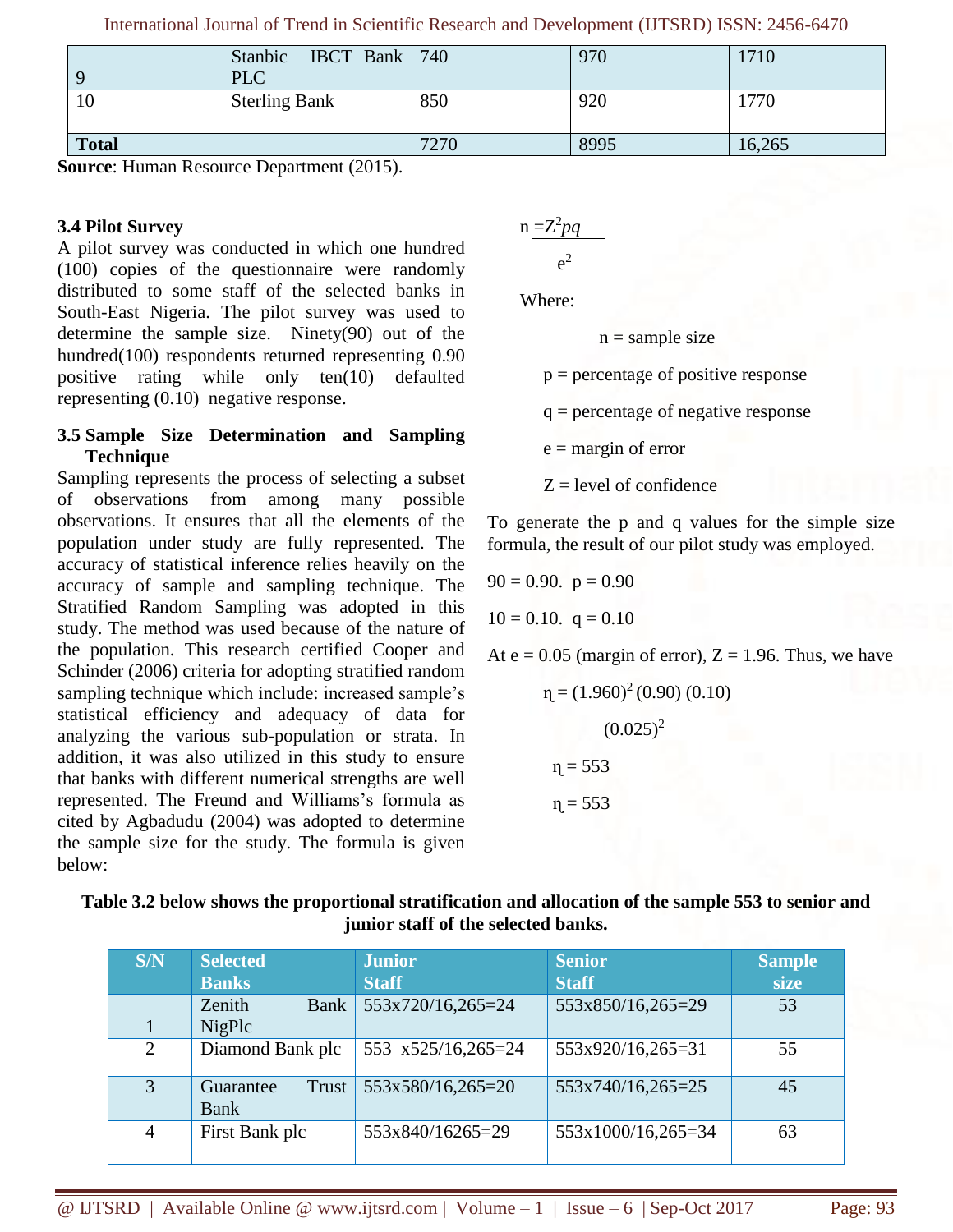| 9 | Stanbic IBCT Bank PLC | 740 | 970 | 1710 |
|---|---|---|---|---|
| 10 | Sterling Bank | 850 | 920 | 1770 |
| **Total** | | 7270 | 8995 | 16,265 |

**Source**: Human Resource Department (2015).

### 3.4 Pilot Survey

A pilot survey was conducted in which one hundred (100) copies of the questionnaire were randomly distributed to some staff of the selected banks in South-East Nigeria. The pilot survey was used to determine the sample size. Ninety(90) out of the hundred(100) respondents returned representing 0.90 positive rating while only ten(10) defaulted representing (0.10) negative response.

### 3.5 Sample Size Determination and Sampling Technique

Sampling represents the process of selecting a subset of observations from among many possible observations. It ensures that all the elements of the population under study are fully represented. The accuracy of statistical inference relies heavily on the accuracy of sample and sampling technique. The Stratified Random Sampling was adopted in this study. The method was used because of the nature of the population. This research certified Cooper and Schinder (2006) criteria for adopting stratified random sampling technique which include: increased sample's statistical efficiency and adequacy of data for analyzing the various sub-population or strata. In addition, it was also utilized in this study to ensure that banks with different numerical strengths are well represented. The Freund and Williams's formula as cited by Agbadudu (2004) was adopted to determine the sample size for the study. The formula is given below:

$$n = \frac{Z^2 pq}{e^2}$$

Where:

n = sample size

p = percentage of positive response

q = percentage of negative response

e = margin of error

Z = level of confidence

To generate the p and q values for the simple size formula, the result of our pilot study was employed.

90 = 0.90. p = 0.90

10 = 0.10. q = 0.10

At e = 0.05 (margin of error), Z = 1.96. Thus, we have

$$\eta = \frac{(1.960)^2 (0.90)(0.10)}{(0.025)^2}$$

$\eta = 553$

$\eta = 553$

**Table 3.2 below shows the proportional stratification and allocation of the sample 553 to senior and junior staff of the selected banks.**

| S/N | Selected Banks | Junior Staff | Senior Staff | Sample size |
|---|---|---|---|---|
| 1 | Zenith Bank NigPlc | 553x720/16,265=24 | 553x850/16,265=29 | 53 |
| 2 | Diamond Bank plc | 553 x525/16,265=24 | 553x920/16,265=31 | 55 |
| 3 | Guarantee Trust Bank | 553x580/16,265=20 | 553x740/16,265=25 | 45 |
| 4 | First Bank plc | 553x840/16265=29 | 553x1000/16,265=34 | 63 |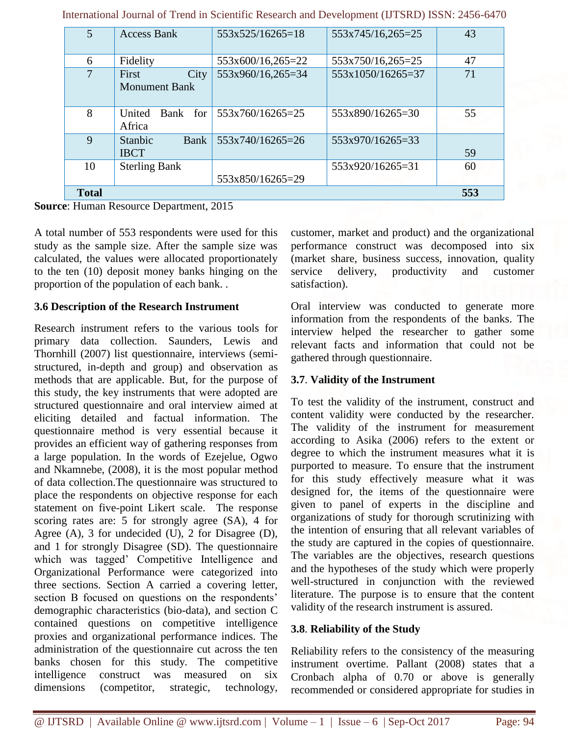| 5 | Access Bank | 553x525/16265=18 | 553x745/16,265=25 | 43 |
|---|---|---|---|---|
| 6 | Fidelity | 553x600/16,265=22 | 553x750/16,265=25 | 47 |
| 7 | First City Monument Bank | 553x960/16,265=34 | 553x1050/16265=37 | 71 |
| 8 | United Bank for Africa | 553x760/16265=25 | 553x890/16265=30 | 55 |
| 9 | Stanbic Bank IBCT | 553x740/16265=26 | 553x970/16265=33 | 59 |
| 10 | Sterling Bank | 553x850/16265=29 | 553x920/16265=31 | 60 |
| **Total** | | | | **553** |

**Source**: Human Resource Department, 2015

A total number of 553 respondents were used for this study as the sample size. After the sample size was calculated, the values were allocated proportionately to the ten (10) deposit money banks hinging on the proportion of the population of each bank. .

### 3.6 Description of the Research Instrument

Research instrument refers to the various tools for primary data collection. Saunders, Lewis and Thornhill (2007) list questionnaire, interviews (semi-structured, in-depth and group) and observation as methods that are applicable. But, for the purpose of this study, the key instruments that were adopted are structured questionnaire and oral interview aimed at eliciting detailed and factual information. The questionnaire method is very essential because it provides an efficient way of gathering responses from a large population. In the words of Ezejelue, Ogwo and Nkamnebe, (2008), it is the most popular method of data collection.The questionnaire was structured to place the respondents on objective response for each statement on five-point Likert scale. The response scoring rates are: 5 for strongly agree (SA), 4 for Agree (A), 3 for undecided (U), 2 for Disagree (D), and 1 for strongly Disagree (SD). The questionnaire which was tagged' Competitive Intelligence and Organizational Performance were categorized into three sections. Section A carried a covering letter, section B focused on questions on the respondents' demographic characteristics (bio-data), and section C contained questions on competitive intelligence proxies and organizational performance indices. The administration of the questionnaire cut across the ten banks chosen for this study. The competitive intelligence construct was measured on six dimensions (competitor, strategic, technology, customer, market and product) and the organizational performance construct was decomposed into six (market share, business success, innovation, quality service delivery, productivity and customer satisfaction).

Oral interview was conducted to generate more information from the respondents of the banks. The interview helped the researcher to gather some relevant facts and information that could not be gathered through questionnaire.

### 3.7. Validity of the Instrument

To test the validity of the instrument, construct and content validity were conducted by the researcher. The validity of the instrument for measurement according to Asika (2006) refers to the extent or degree to which the instrument measures what it is purported to measure. To ensure that the instrument for this study effectively measure what it was designed for, the items of the questionnaire were given to panel of experts in the discipline and organizations of study for thorough scrutinizing with the intention of ensuring that all relevant variables of the study are captured in the copies of questionnaire. The variables are the objectives, research questions and the hypotheses of the study which were properly well-structured in conjunction with the reviewed literature. The purpose is to ensure that the content validity of the research instrument is assured.

### 3.8. Reliability of the Study

Reliability refers to the consistency of the measuring instrument overtime. Pallant (2008) states that a Cronbach alpha of 0.70 or above is generally recommended or considered appropriate for studies in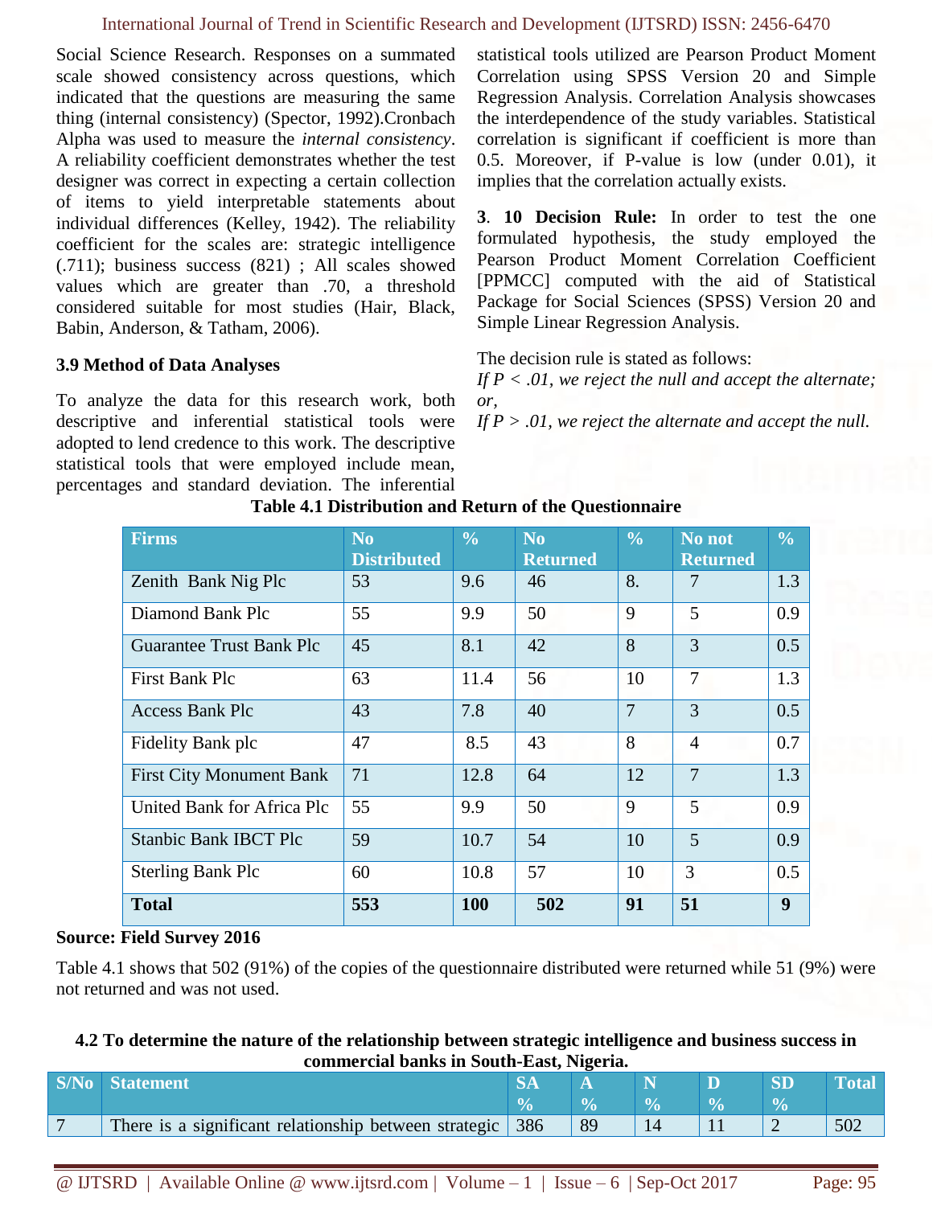Social Science Research. Responses on a summated scale showed consistency across questions, which indicated that the questions are measuring the same thing (internal consistency) (Spector, 1992).Cronbach Alpha was used to measure the *internal consistency*. A reliability coefficient demonstrates whether the test designer was correct in expecting a certain collection of items to yield interpretable statements about individual differences (Kelley, 1942). The reliability coefficient for the scales are: strategic intelligence (.711); business success (821) ; All scales showed values which are greater than .70, a threshold considered suitable for most studies (Hair, Black, Babin, Anderson, & Tatham, 2006).

### 3.9 Method of Data Analyses

To analyze the data for this research work, both descriptive and inferential statistical tools were adopted to lend credence to this work. The descriptive statistical tools that were employed include mean, percentages and standard deviation. The inferential statistical tools utilized are Pearson Product Moment Correlation using SPSS Version 20 and Simple Regression Analysis. Correlation Analysis showcases the interdependence of the study variables. Statistical correlation is significant if coefficient is more than 0.5. Moreover, if P-value is low (under 0.01), it implies that the correlation actually exists.

**3. 10 Decision Rule:** In order to test the one formulated hypothesis, the study employed the Pearson Product Moment Correlation Coefficient [PPMCC] computed with the aid of Statistical Package for Social Sciences (SPSS) Version 20 and Simple Linear Regression Analysis.

The decision rule is stated as follows:

*If P < .01, we reject the null and accept the alternate; or,*

*If P > .01, we reject the alternate and accept the null.*

**Table 4.1 Distribution and Return of the Questionnaire**

| Firms | No Distributed | % | No Returned | % | No not Returned | % |
|---|---|---|---|---|---|---|
| Zenith Bank Nig Plc | 53 | 9.6 | 46 | 8. | 7 | 1.3 |
| Diamond Bank Plc | 55 | 9.9 | 50 | 9 | 5 | 0.9 |
| Guarantee Trust Bank Plc | 45 | 8.1 | 42 | 8 | 3 | 0.5 |
| First Bank Plc | 63 | 11.4 | 56 | 10 | 7 | 1.3 |
| Access Bank Plc | 43 | 7.8 | 40 | 7 | 3 | 0.5 |
| Fidelity Bank plc | 47 | 8.5 | 43 | 8 | 4 | 0.7 |
| First City Monument Bank | 71 | 12.8 | 64 | 12 | 7 | 1.3 |
| United Bank for Africa Plc | 55 | 9.9 | 50 | 9 | 5 | 0.9 |
| Stanbic Bank IBCT Plc | 59 | 10.7 | 54 | 10 | 5 | 0.9 |
| Sterling Bank Plc | 60 | 10.8 | 57 | 10 | 3 | 0.5 |
| **Total** | **553** | **100** | **502** | **91** | **51** | **9** |

**Source: Field Survey 2016**

Table 4.1 shows that 502 (91%) of the copies of the questionnaire distributed were returned while 51 (9%) were not returned and was not used.

**4.2 To determine the nature of the relationship between strategic intelligence and business success in commercial banks in South-East, Nigeria.**

| S/No | Statement | SA % | A % | N % | D % | SD % | Total |
|---|---|---|---|---|---|---|---|
| 7 | There is a significant relationship between strategic | 386 | 89 | 14 | 11 | 2 | 502 |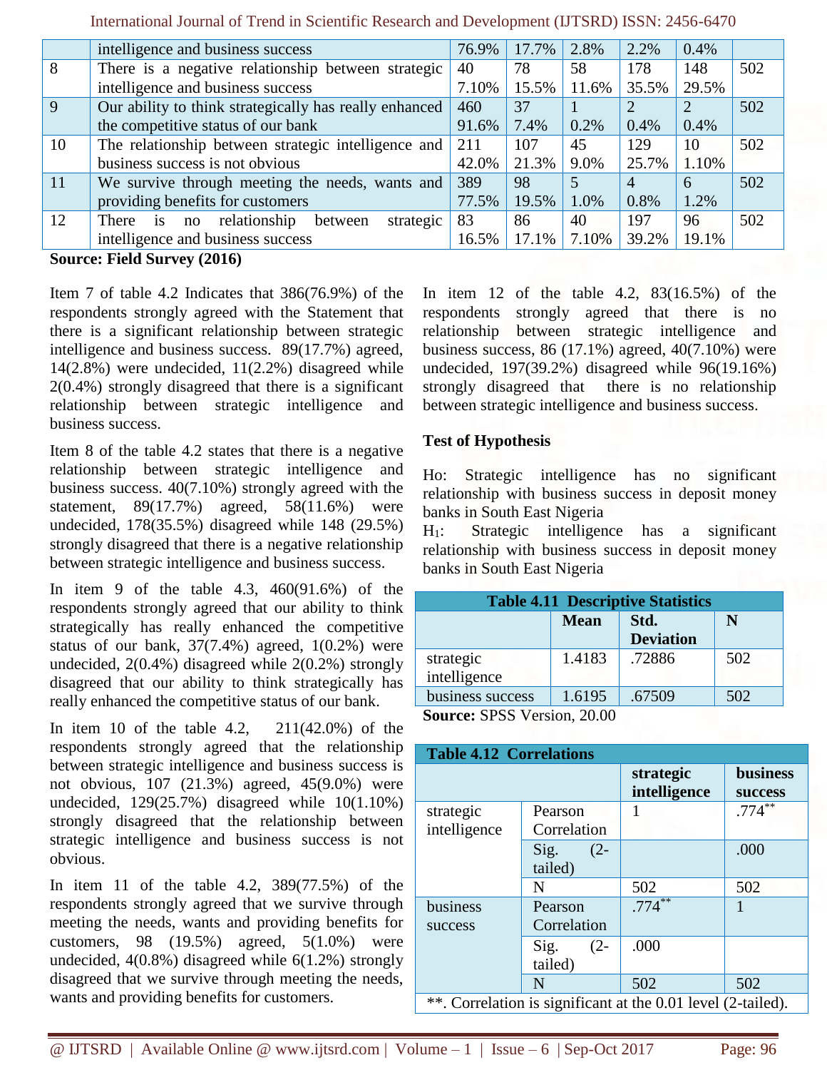|  | intelligence and business success | 76.9% | 17.7% | 2.8% | 2.2% | 0.4% |  |
|---|---|---|---|---|---|---|---|
| 8 | There is a negative relationship between strategic intelligence and business success | 40 7.10% | 78 15.5% | 58 11.6% | 178 35.5% | 148 29.5% | 502 |
| 9 | Our ability to think strategically has really enhanced the competitive status of our bank | 460 91.6% | 37 7.4% | 1 0.2% | 2 0.4% | 2 0.4% | 502 |
| 10 | The relationship between strategic intelligence and business success is not obvious | 211 42.0% | 107 21.3% | 45 9.0% | 129 25.7% | 10 1.10% | 502 |
| 11 | We survive through meeting the needs, wants and providing benefits for customers | 389 77.5% | 98 19.5% | 5 1.0% | 4 0.8% | 6 1.2% | 502 |
| 12 | There is no relationship between strategic intelligence and business success | 83 16.5% | 86 17.1% | 40 7.10% | 197 39.2% | 96 19.1% | 502 |

**Source: Field Survey (2016)**

Item 7 of table 4.2 Indicates that 386(76.9%) of the respondents strongly agreed with the Statement that there is a significant relationship between strategic intelligence and business success. 89(17.7%) agreed, 14(2.8%) were undecided, 11(2.2%) disagreed while 2(0.4%) strongly disagreed that there is a significant relationship between strategic intelligence and business success.

Item 8 of the table 4.2 states that there is a negative relationship between strategic intelligence and business success. 40(7.10%) strongly agreed with the statement, 89(17.7%) agreed, 58(11.6%) were undecided, 178(35.5%) disagreed while 148 (29.5%) strongly disagreed that there is a negative relationship between strategic intelligence and business success.

In item 9 of the table 4.3, 460(91.6%) of the respondents strongly agreed that our ability to think strategically has really enhanced the competitive status of our bank, 37(7.4%) agreed, 1(0.2%) were undecided, 2(0.4%) disagreed while 2(0.2%) strongly disagreed that our ability to think strategically has really enhanced the competitive status of our bank.

In item 10 of the table 4.2, 211(42.0%) of the respondents strongly agreed that the relationship between strategic intelligence and business success is not obvious, 107 (21.3%) agreed, 45(9.0%) were undecided, 129(25.7%) disagreed while 10(1.10%) strongly disagreed that the relationship between strategic intelligence and business success is not obvious.

In item 11 of the table 4.2, 389(77.5%) of the respondents strongly agreed that we survive through meeting the needs, wants and providing benefits for customers, 98 (19.5%) agreed, 5(1.0%) were undecided, 4(0.8%) disagreed while 6(1.2%) strongly disagreed that we survive through meeting the needs, wants and providing benefits for customers.

In item 12 of the table 4.2, 83(16.5%) of the respondents strongly agreed that there is no relationship between strategic intelligence and business success, 86 (17.1%) agreed, 40(7.10%) were undecided, 197(39.2%) disagreed while 96(19.16%) strongly disagreed that there is no relationship between strategic intelligence and business success.

**Test of Hypothesis**

Ho: Strategic intelligence has no significant relationship with business success in deposit money banks in South East Nigeria

$H_1$: Strategic intelligence has a significant relationship with business success in deposit money banks in South East Nigeria

**Table 4.11 Descriptive Statistics**

|  | Mean | Std. Deviation | N |
|---|---|---|---|
| strategic intelligence | 1.4183 | .72886 | 502 |
| business success | 1.6195 | .67509 | 502 |

**Source:** SPSS Version, 20.00

**Table 4.12 Correlations**

|  |  | strategic intelligence | business success |
|---|---|---|---|
| strategic intelligence | Pearson Correlation | 1 | .774** |
|  | Sig. (2-tailed) |  | .000 |
|  | N | 502 | 502 |
| business success | Pearson Correlation | .774** | 1 |
|  | Sig. (2-tailed) | .000 |  |
|  | N | 502 | 502 |

**. Correlation is significant at the 0.01 level (2-tailed).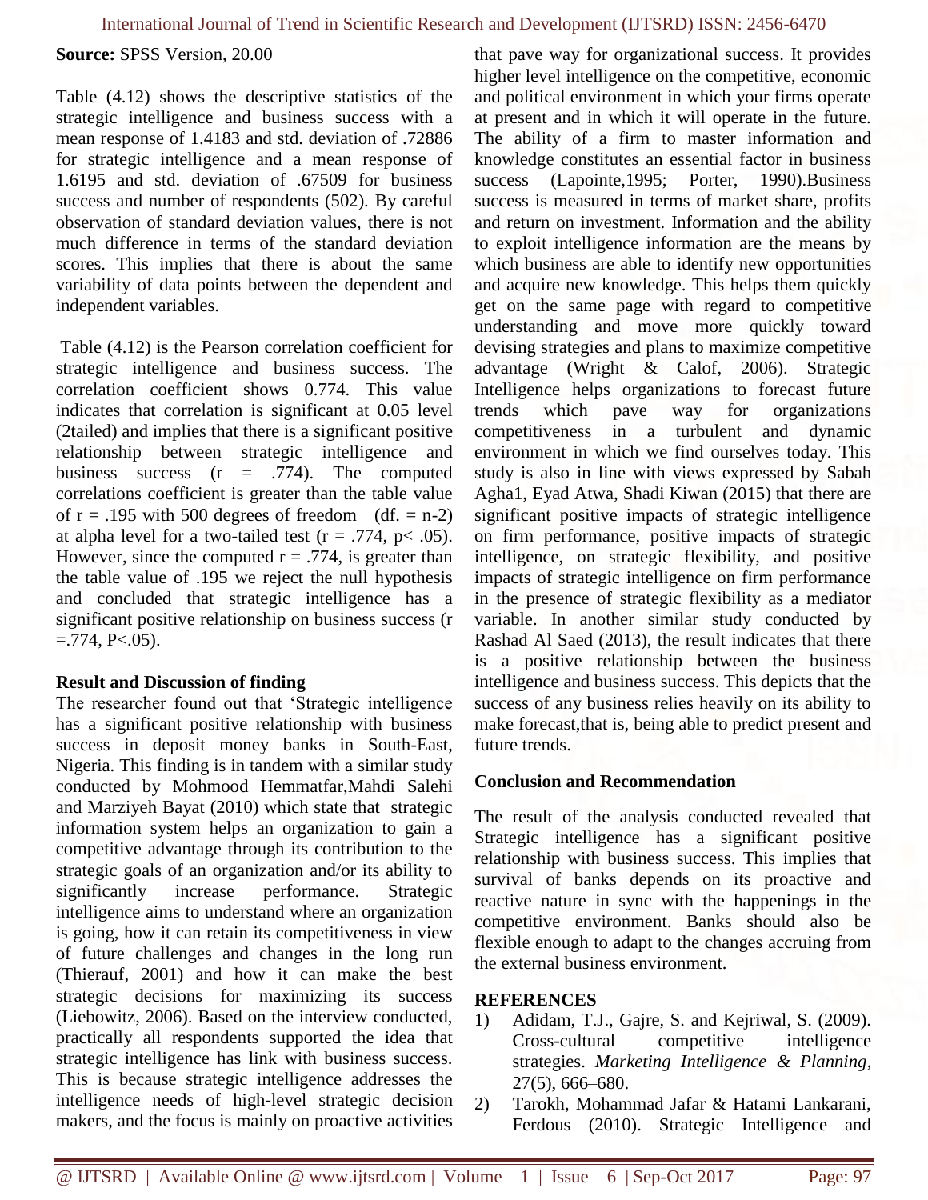**Source:** SPSS Version, 20.00

Table (4.12) shows the descriptive statistics of the strategic intelligence and business success with a mean response of 1.4183 and std. deviation of .72886 for strategic intelligence and a mean response of 1.6195 and std. deviation of .67509 for business success and number of respondents (502). By careful observation of standard deviation values, there is not much difference in terms of the standard deviation scores. This implies that there is about the same variability of data points between the dependent and independent variables.

Table (4.12) is the Pearson correlation coefficient for strategic intelligence and business success. The correlation coefficient shows 0.774. This value indicates that correlation is significant at 0.05 level (2tailed) and implies that there is a significant positive relationship between strategic intelligence and business success ($r = .774$). The computed correlations coefficient is greater than the table value of $r = .195$ with 500 degrees of freedom (df. = n-2) at alpha level for a two-tailed test ($r = .774$, $p < .05$). However, since the computed $r = .774$, is greater than the table value of .195 we reject the null hypothesis and concluded that strategic intelligence has a significant positive relationship on business success ($r = .774$, $P<.05$).

**Result and Discussion of finding**

The researcher found out that 'Strategic intelligence has a significant positive relationship with business success in deposit money banks in South-East, Nigeria. This finding is in tandem with a similar study conducted by Mohmood Hemmatfar,Mahdi Salehi and Marziyeh Bayat (2010) which state that strategic information system helps an organization to gain a competitive advantage through its contribution to the strategic goals of an organization and/or its ability to significantly increase performance. Strategic intelligence aims to understand where an organization is going, how it can retain its competitiveness in view of future challenges and changes in the long run (Thierauf, 2001) and how it can make the best strategic decisions for maximizing its success (Liebowitz, 2006). Based on the interview conducted, practically all respondents supported the idea that strategic intelligence has link with business success. This is because strategic intelligence addresses the intelligence needs of high-level strategic decision makers, and the focus is mainly on proactive activities that pave way for organizational success. It provides higher level intelligence on the competitive, economic and political environment in which your firms operate at present and in which it will operate in the future. The ability of a firm to master information and knowledge constitutes an essential factor in business success (Lapointe,1995; Porter, 1990).Business success is measured in terms of market share, profits and return on investment. Information and the ability to exploit intelligence information are the means by which business are able to identify new opportunities and acquire new knowledge. This helps them quickly get on the same page with regard to competitive understanding and move more quickly toward devising strategies and plans to maximize competitive advantage (Wright & Calof, 2006). Strategic Intelligence helps organizations to forecast future trends which pave way for organizations competitiveness in a turbulent and dynamic environment in which we find ourselves today. This study is also in line with views expressed by Sabah Agha1, Eyad Atwa, Shadi Kiwan (2015) that there are significant positive impacts of strategic intelligence on firm performance, positive impacts of strategic intelligence, on strategic flexibility, and positive impacts of strategic intelligence on firm performance in the presence of strategic flexibility as a mediator variable. In another similar study conducted by Rashad Al Saed (2013), the result indicates that there is a positive relationship between the business intelligence and business success. This depicts that the success of any business relies heavily on its ability to make forecast,that is, being able to predict present and future trends.

**Conclusion and Recommendation**

The result of the analysis conducted revealed that Strategic intelligence has a significant positive relationship with business success. This implies that survival of banks depends on its proactive and reactive nature in sync with the happenings in the competitive environment. Banks should also be flexible enough to adapt to the changes accruing from the external business environment.

**REFERENCES**

1) Adidam, T.J., Gajre, S. and Kejriwal, S. (2009). Cross-cultural competitive intelligence strategies. *Marketing Intelligence & Planning*, 27(5), 666–680.
2) Tarokh, Mohammad Jafar & Hatami Lankarani, Ferdous (2010). Strategic Intelligence and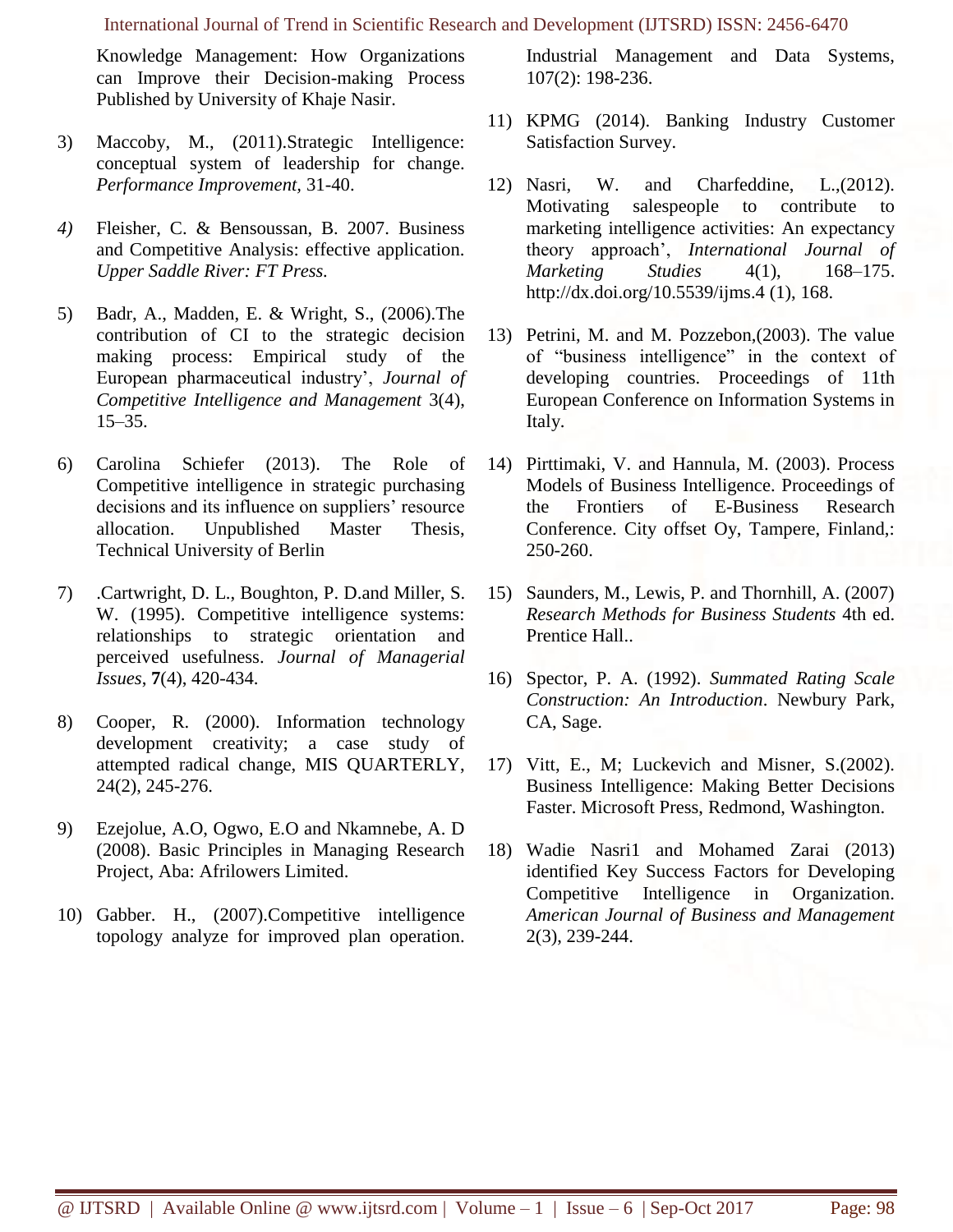Knowledge Management: How Organizations can Improve their Decision-making Process Published by University of Khaje Nasir.

3) Maccoby, M., (2011).Strategic Intelligence: conceptual system of leadership for change. *Performance Improvement,* 31-40.

*4)* Fleisher, C. & Bensoussan, B. 2007. Business and Competitive Analysis: effective application. *Upper Saddle River: FT Press.*

5) Badr, A., Madden, E. & Wright, S., (2006).The contribution of CI to the strategic decision making process: Empirical study of the European pharmaceutical industry', *Journal of Competitive Intelligence and Management* 3(4), 15–35.

6) Carolina Schiefer (2013). The Role of Competitive intelligence in strategic purchasing decisions and its influence on suppliers' resource allocation. Unpublished Master Thesis, Technical University of Berlin

7) .Cartwright, D. L., Boughton, P. D.and Miller, S. W. (1995). Competitive intelligence systems: relationships to strategic orientation and perceived usefulness. *Journal of Managerial Issues*, **7**(4), 420-434.

8) Cooper, R. (2000). Information technology development creativity; a case study of attempted radical change, MIS QUARTERLY, 24(2), 245-276.

9) Ezejolue, A.O, Ogwo, E.O and Nkamnebe, A. D (2008). Basic Principles in Managing Research Project, Aba: Afrilowers Limited.

10) Gabber. H., (2007).Competitive intelligence topology analyze for improved plan operation. Industrial Management and Data Systems, 107(2): 198-236.

11) KPMG (2014). Banking Industry Customer Satisfaction Survey.

12) Nasri, W. and Charfeddine, L.,(2012). Motivating salespeople to contribute to marketing intelligence activities: An expectancy theory approach', *International Journal of Marketing Studies* 4(1), 168–175. http://dx.doi.org/10.5539/ijms.4 (1), 168.

13) Petrini, M. and M. Pozzebon,(2003). The value of "business intelligence" in the context of developing countries. Proceedings of 11th European Conference on Information Systems in Italy.

14) Pirttimaki, V. and Hannula, M. (2003). Process Models of Business Intelligence. Proceedings of the Frontiers of E-Business Research Conference. City offset Oy, Tampere, Finland,: 250-260.

15) Saunders, M., Lewis, P. and Thornhill, A. (2007) *Research Methods for Business Students* 4th ed. Prentice Hall..

16) Spector, P. A. (1992). *Summated Rating Scale Construction: An Introduction*. Newbury Park, CA, Sage.

17) Vitt, E., M; Luckevich and Misner, S.(2002). Business Intelligence: Making Better Decisions Faster. Microsoft Press, Redmond, Washington.

18) Wadie Nasri1 and Mohamed Zarai (2013) identified Key Success Factors for Developing Competitive Intelligence in Organization. *American Journal of Business and Management* 2(3), 239-244.